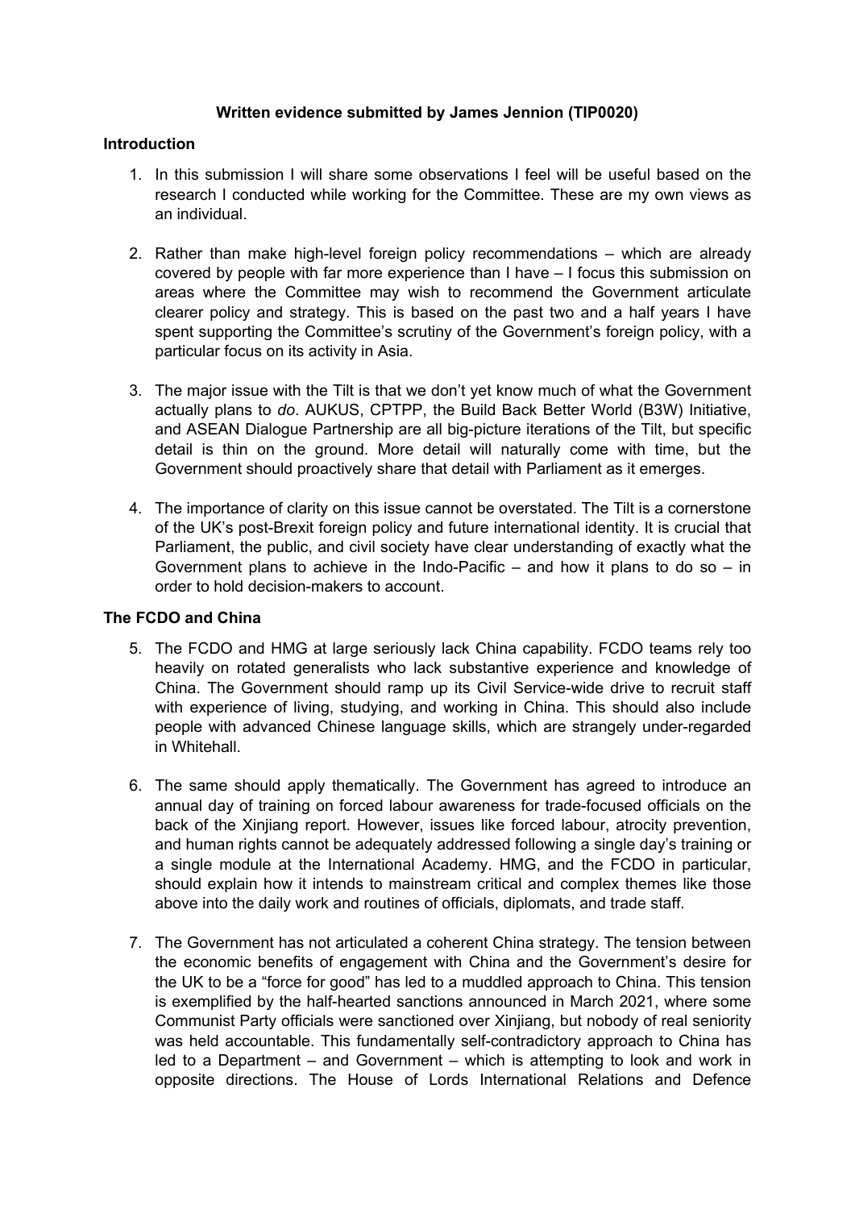**Written evidence submitted by James Jennion (TIP0020)**

### Introduction

1. In this submission I will share some observations I feel will be useful based on the research I conducted while working for the Committee. These are my own views as an individual.

2. Rather than make high-level foreign policy recommendations – which are already covered by people with far more experience than I have – I focus this submission on areas where the Committee may wish to recommend the Government articulate clearer policy and strategy. This is based on the past two and a half years I have spent supporting the Committee's scrutiny of the Government's foreign policy, with a particular focus on its activity in Asia.

3. The major issue with the Tilt is that we don't yet know much of what the Government actually plans to *do*. AUKUS, CPTPP, the Build Back Better World (B3W) Initiative, and ASEAN Dialogue Partnership are all big-picture iterations of the Tilt, but specific detail is thin on the ground. More detail will naturally come with time, but the Government should proactively share that detail with Parliament as it emerges.

4. The importance of clarity on this issue cannot be overstated. The Tilt is a cornerstone of the UK's post-Brexit foreign policy and future international identity. It is crucial that Parliament, the public, and civil society have clear understanding of exactly what the Government plans to achieve in the Indo-Pacific – and how it plans to do so – in order to hold decision-makers to account.

### The FCDO and China

5. The FCDO and HMG at large seriously lack China capability. FCDO teams rely too heavily on rotated generalists who lack substantive experience and knowledge of China. The Government should ramp up its Civil Service-wide drive to recruit staff with experience of living, studying, and working in China. This should also include people with advanced Chinese language skills, which are strangely under-regarded in Whitehall.

6. The same should apply thematically. The Government has agreed to introduce an annual day of training on forced labour awareness for trade-focused officials on the back of the Xinjiang report. However, issues like forced labour, atrocity prevention, and human rights cannot be adequately addressed following a single day's training or a single module at the International Academy. HMG, and the FCDO in particular, should explain how it intends to mainstream critical and complex themes like those above into the daily work and routines of officials, diplomats, and trade staff.

7. The Government has not articulated a coherent China strategy. The tension between the economic benefits of engagement with China and the Government's desire for the UK to be a "force for good" has led to a muddled approach to China. This tension is exemplified by the half-hearted sanctions announced in March 2021, where some Communist Party officials were sanctioned over Xinjiang, but nobody of real seniority was held accountable. This fundamentally self-contradictory approach to China has led to a Department – and Government – which is attempting to look and work in opposite directions. The House of Lords International Relations and Defence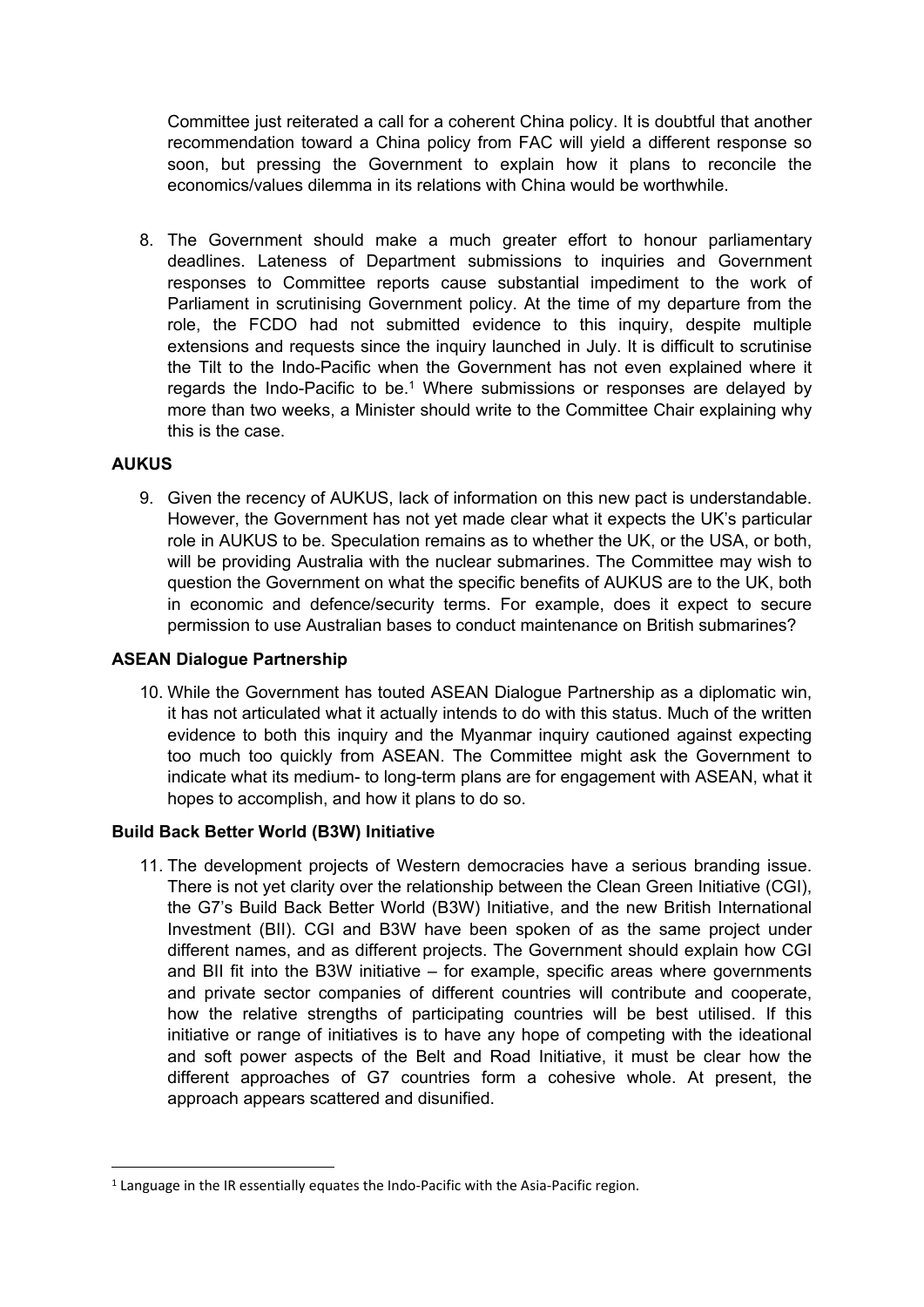Committee just reiterated a call for a coherent China policy. It is doubtful that another recommendation toward a China policy from FAC will yield a different response so soon, but pressing the Government to explain how it plans to reconcile the economics/values dilemma in its relations with China would be worthwhile.

8. The Government should make a much greater effort to honour parliamentary deadlines. Lateness of Department submissions to inquiries and Government responses to Committee reports cause substantial impediment to the work of Parliament in scrutinising Government policy. At the time of my departure from the role, the FCDO had not submitted evidence to this inquiry, despite multiple extensions and requests since the inquiry launched in July. It is difficult to scrutinise the Tilt to the Indo-Pacific when the Government has not even explained where it regards the Indo-Pacific to be.[1] Where submissions or responses are delayed by more than two weeks, a Minister should write to the Committee Chair explaining why this is the case.

**AUKUS**

9. Given the recency of AUKUS, lack of information on this new pact is understandable. However, the Government has not yet made clear what it expects the UK's particular role in AUKUS to be. Speculation remains as to whether the UK, or the USA, or both, will be providing Australia with the nuclear submarines. The Committee may wish to question the Government on what the specific benefits of AUKUS are to the UK, both in economic and defence/security terms. For example, does it expect to secure permission to use Australian bases to conduct maintenance on British submarines?

**ASEAN Dialogue Partnership**

10. While the Government has touted ASEAN Dialogue Partnership as a diplomatic win, it has not articulated what it actually intends to do with this status. Much of the written evidence to both this inquiry and the Myanmar inquiry cautioned against expecting too much too quickly from ASEAN. The Committee might ask the Government to indicate what its medium- to long-term plans are for engagement with ASEAN, what it hopes to accomplish, and how it plans to do so.

**Build Back Better World (B3W) Initiative**

11. The development projects of Western democracies have a serious branding issue. There is not yet clarity over the relationship between the Clean Green Initiative (CGI), the G7's Build Back Better World (B3W) Initiative, and the new British International Investment (BII). CGI and B3W have been spoken of as the same project under different names, and as different projects. The Government should explain how CGI and BII fit into the B3W initiative – for example, specific areas where governments and private sector companies of different countries will contribute and cooperate, how the relative strengths of participating countries will be best utilised. If this initiative or range of initiatives is to have any hope of competing with the ideational and soft power aspects of the Belt and Road Initiative, it must be clear how the different approaches of G7 countries form a cohesive whole. At present, the approach appears scattered and disunified.

[1] Language in the IR essentially equates the Indo-Pacific with the Asia-Pacific region.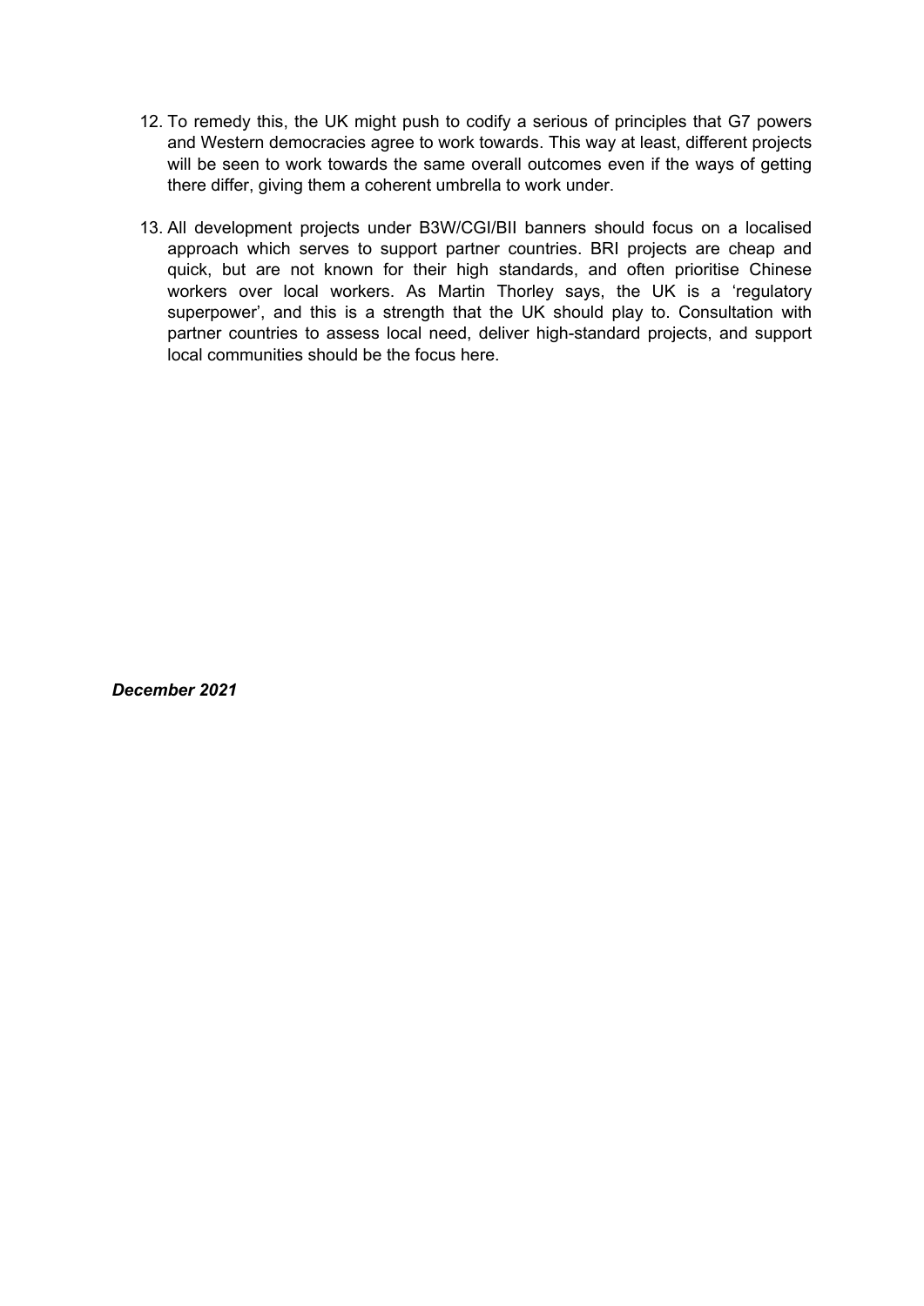12. To remedy this, the UK might push to codify a serious of principles that G7 powers and Western democracies agree to work towards. This way at least, different projects will be seen to work towards the same overall outcomes even if the ways of getting there differ, giving them a coherent umbrella to work under.

13. All development projects under B3W/CGI/BII banners should focus on a localised approach which serves to support partner countries. BRI projects are cheap and quick, but are not known for their high standards, and often prioritise Chinese workers over local workers. As Martin Thorley says, the UK is a 'regulatory superpower', and this is a strength that the UK should play to. Consultation with partner countries to assess local need, deliver high-standard projects, and support local communities should be the focus here.

***December 2021***